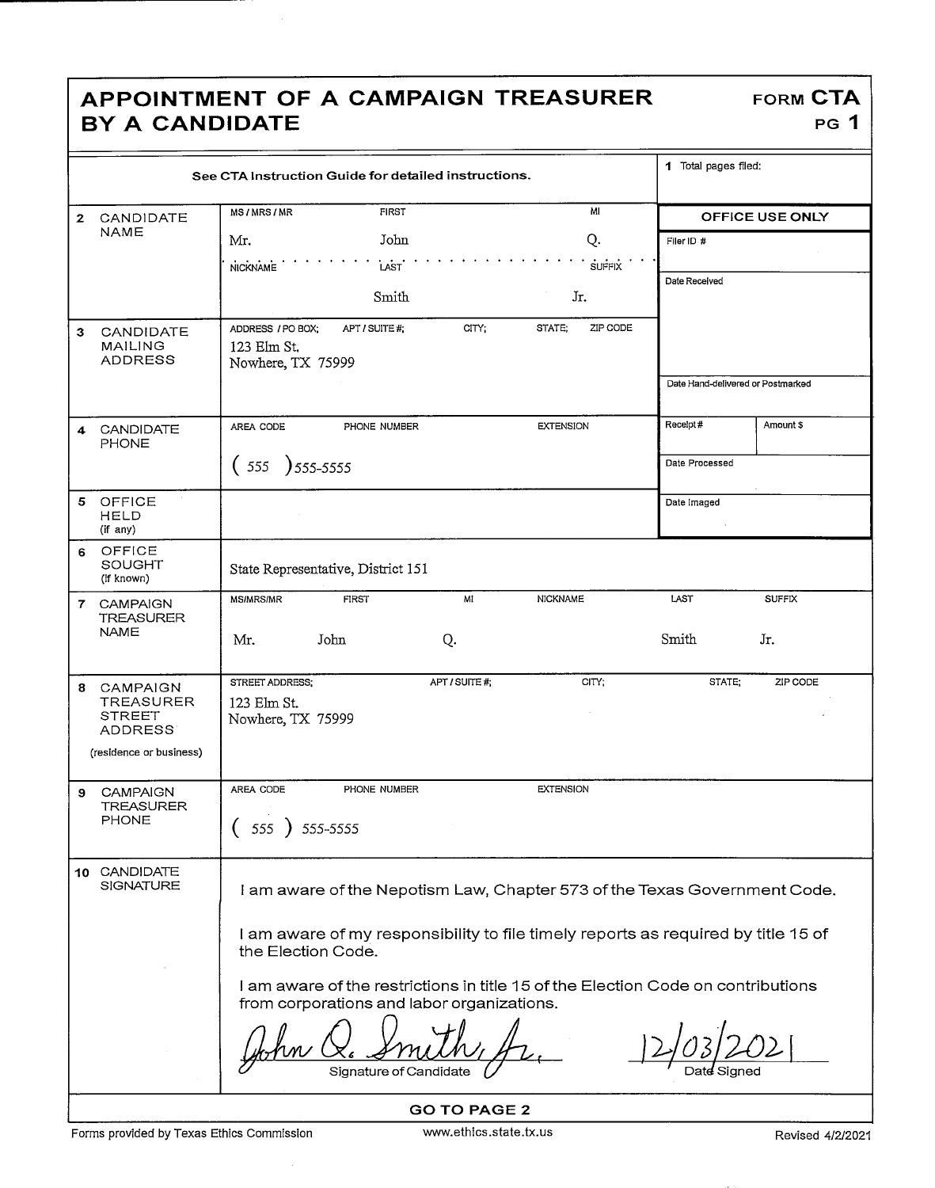# APPOINTMENT OF A CAMPAIGN TREASURER BY A CANDIDATE

**FORM CTA PG 1**

See CTA Instruction Guide for detailed instructions.

**1** Total pages filed:

| | |
|---|---|
| **2 CANDIDATE NAME** | MS / MRS / MR: Mr. — FIRST: John — MI: Q. — NICKNAME: — LAST: Smith — SUFFIX: Jr. |
| **3 CANDIDATE MAILING ADDRESS** | ADDRESS / PO BOX; APT / SUITE #; CITY; STATE; ZIP CODE: 123 Elm St. Nowhere, TX 75999 |
| **4 CANDIDATE PHONE** | AREA CODE / PHONE NUMBER / EXTENSION: (555) 555-5555 |
| **5 OFFICE HELD** (if any) | |
| **6 OFFICE SOUGHT** (if known) | State Representative, District 151 |
| **7 CAMPAIGN TREASURER NAME** | MS/MRS/MR: Mr. — FIRST: John — MI: Q. — NICKNAME: — LAST: Smith — SUFFIX: Jr. |
| **8 CAMPAIGN TREASURER STREET ADDRESS** (residence or business) | STREET ADDRESS; APT / SUITE #; CITY; STATE; ZIP CODE: 123 Elm St. Nowhere, TX 75999 |
| **9 CAMPAIGN TREASURER PHONE** | AREA CODE / PHONE NUMBER / EXTENSION: (555) 555-5555 |

**OFFICE USE ONLY**

| | |
|---|---|
| Filer ID # | |
| Date Received | |
| Date Hand-delivered or Postmarked | |
| Receipt # | Amount $ |
| Date Processed | |
| Date Imaged | |

**10 CANDIDATE SIGNATURE**

I am aware of the Nepotism Law, Chapter 573 of the Texas Government Code.

I am aware of my responsibility to file timely reports as required by title 15 of the Election Code.

I am aware of the restrictions in title 15 of the Election Code on contributions from corporations and labor organizations.

John Q. Smith, Jr. — Signature of Candidate

12/03/2021 — Date Signed

**GO TO PAGE 2**

Forms provided by Texas Ethics Commission — www.ethics.state.tx.us — Revised 4/2/2021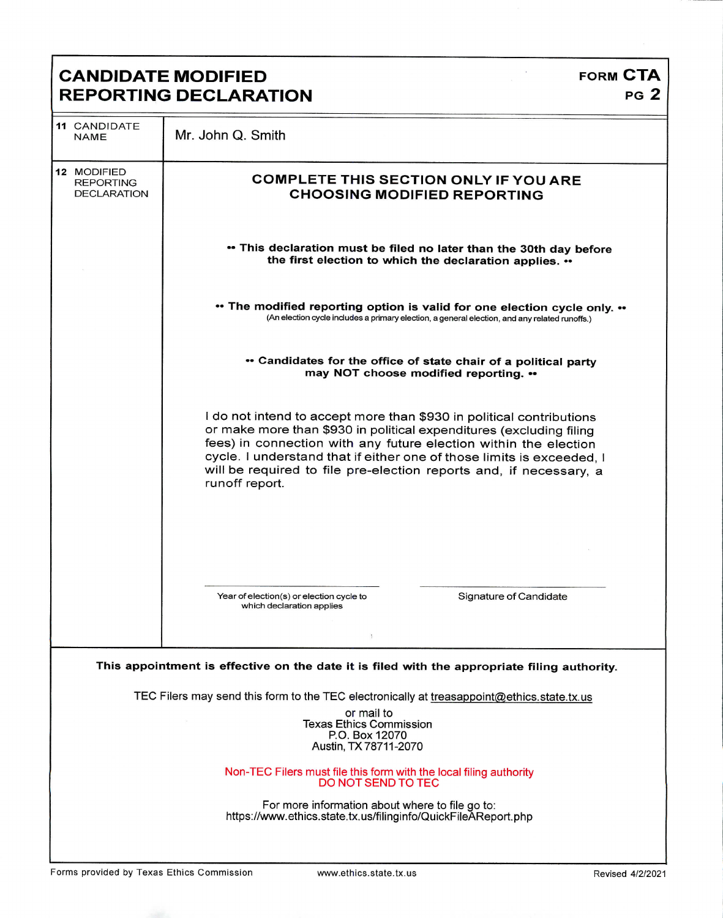# CANDIDATE MODIFIED REPORTING DECLARATION

**FORM CTA**
**PG 2**

| | |
|---|---|
| **11** CANDIDATE NAME | Mr. John Q. Smith |
| **12** MODIFIED REPORTING DECLARATION | **COMPLETE THIS SECTION ONLY IF YOU ARE CHOOSING MODIFIED REPORTING** |

**•• This declaration must be filed no later than the 30th day before the first election to which the declaration applies. ••**

**•• The modified reporting option is valid for one election cycle only. ••**
(An election cycle includes a primary election, a general election, and any related runoffs.)

**•• Candidates for the office of state chair of a political party may NOT choose modified reporting. ••**

I do not intend to accept more than $930 in political contributions or make more than $930 in political expenditures (excluding filing fees) in connection with any future election within the election cycle. I understand that if either one of those limits is exceeded, I will be required to file pre-election reports and, if necessary, a runoff report.

_______________________________ Year of election(s) or election cycle to which declaration applies

_______________________________ Signature of Candidate

**This appointment is effective on the date it is filed with the appropriate filing authority.**

TEC Filers may send this form to the TEC electronically at treasappoint@ethics.state.tx.us

or mail to
Texas Ethics Commission
P.O. Box 12070
Austin, TX 78711-2070

Non-TEC Filers must file this form with the local filing authority
DO NOT SEND TO TEC

For more information about where to file go to:
https://www.ethics.state.tx.us/filinginfo/QuickFileAReport.php

Forms provided by Texas Ethics Commission www.ethics.state.tx.us Revised 4/2/2021